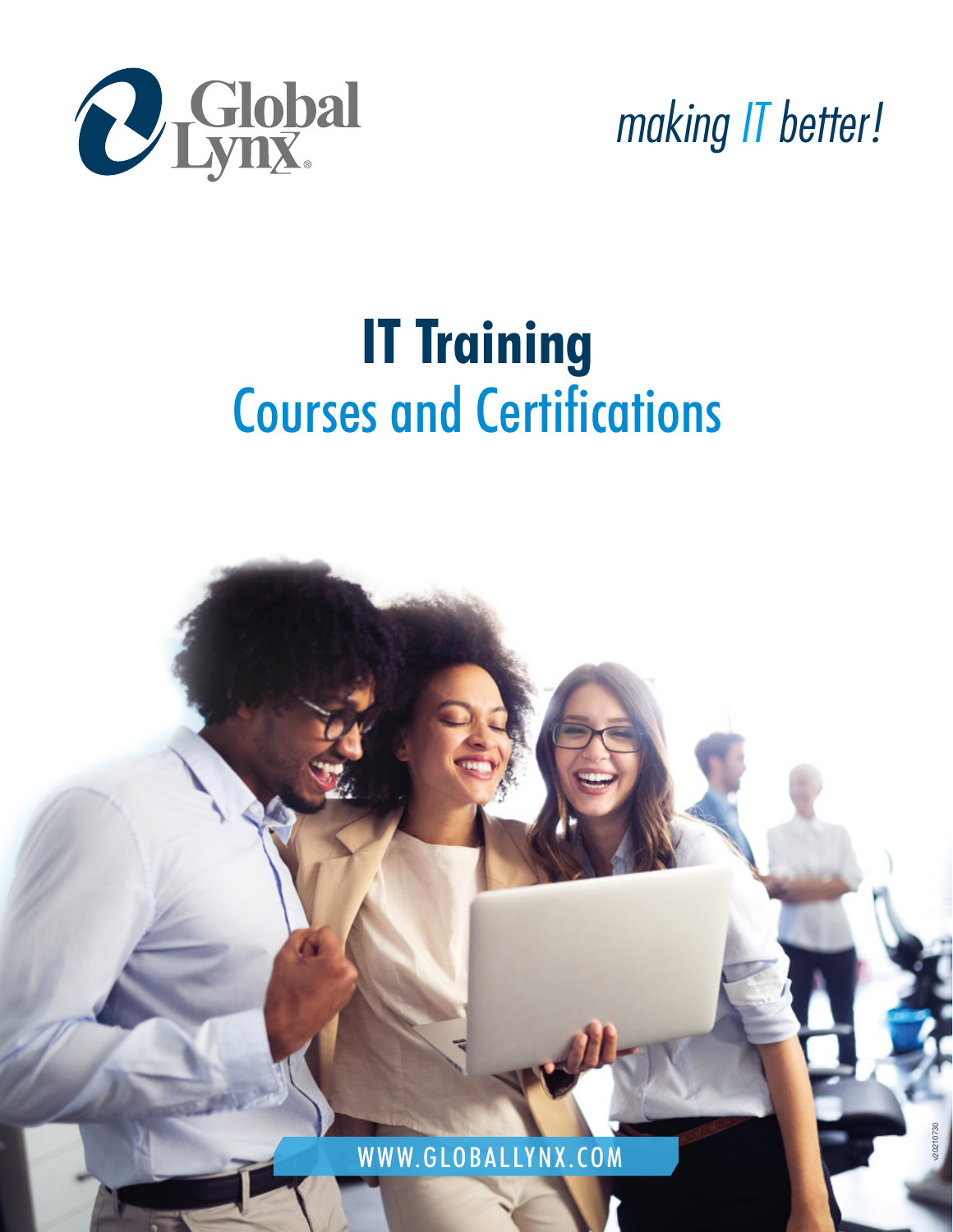Global Lynx®

*making IT better!*

# IT Training

## Courses and Certifications

WWW.GLOBALLYNX.COM

v20210730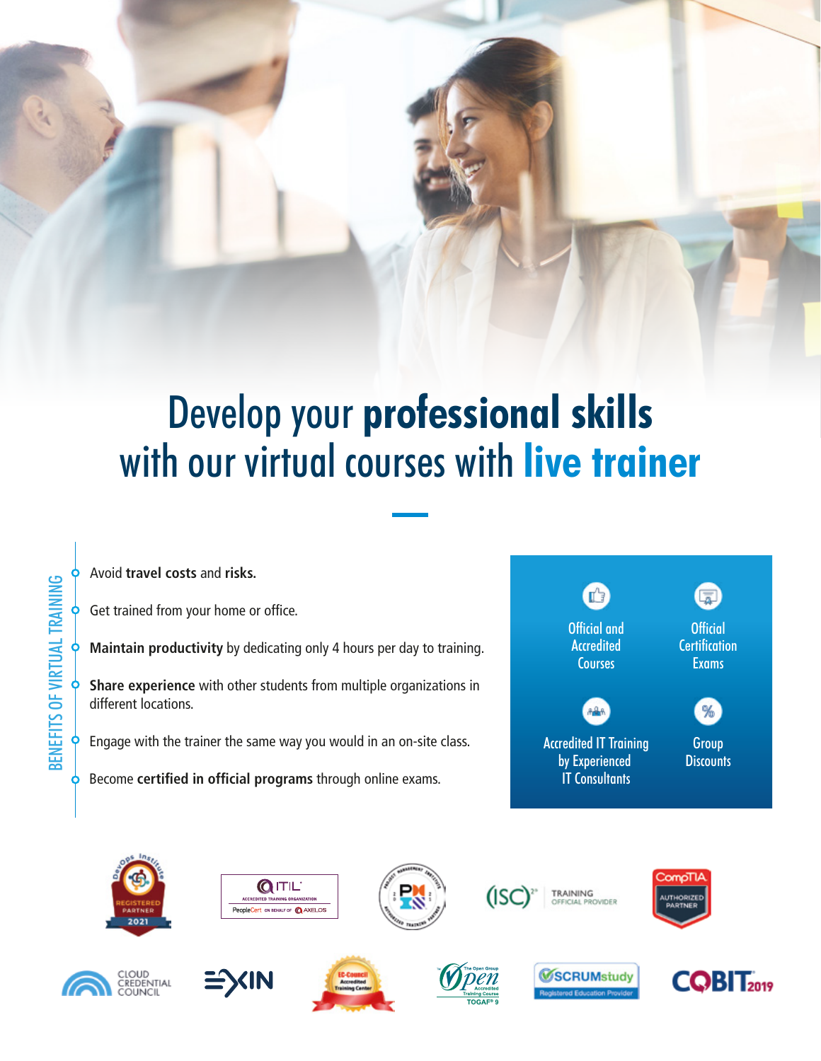# Develop your **professional skills** with our virtual courses with **live trainer**

## BENEFITS OF VIRTUAL TRAINING

- Avoid **travel costs** and **risks.**
- Get trained from your home or office.
- **Maintain productivity** by dedicating only 4 hours per day to training.
- **Share experience** with other students from multiple organizations in different locations.
- Engage with the trainer the same way you would in an on-site class.
- Become **certified in official programs** through online exams.

- Official and Accredited Courses
- Official Certification Exams
- Accredited IT Training by Experienced IT Consultants
- Group Discounts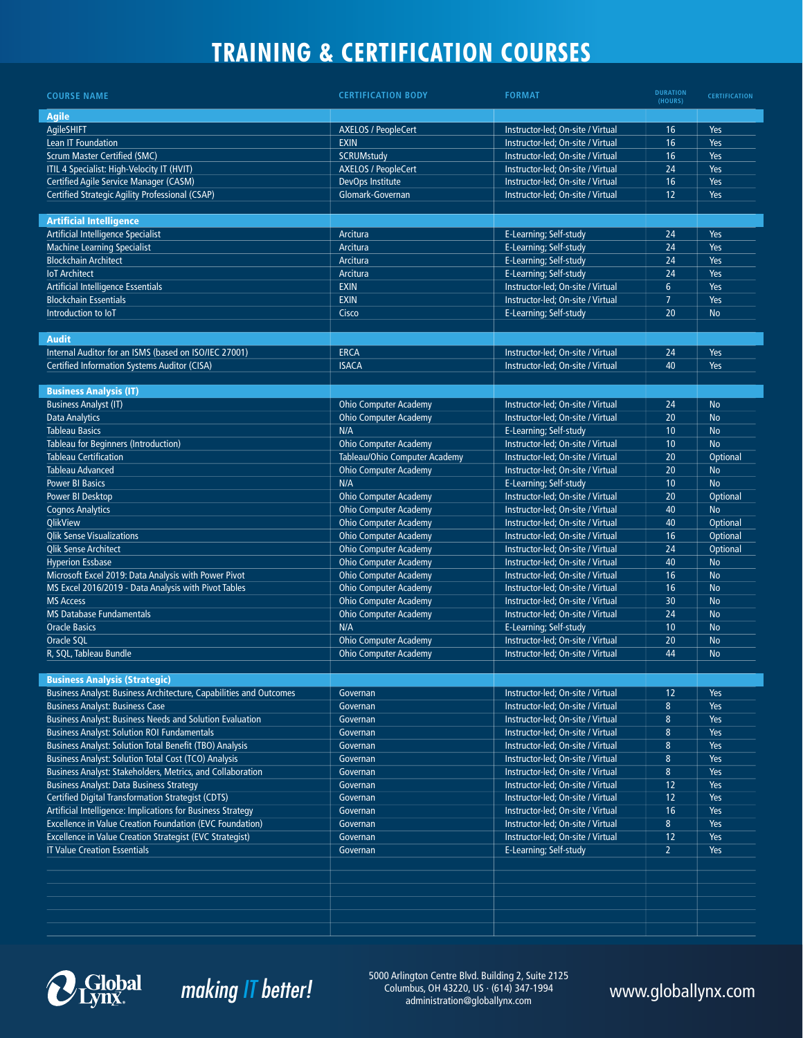# TRAINING & CERTIFICATION COURSES

| COURSE NAME | CERTIFICATION BODY | FORMAT | DURATION (HOURS) | CERTIFICATION |
|---|---|---|---|---|
| **Agile** | | | | |
| AgileSHIFT | AXELOS / PeopleCert | Instructor-led; On-site / Virtual | 16 | Yes |
| Lean IT Foundation | EXIN | Instructor-led; On-site / Virtual | 16 | Yes |
| Scrum Master Certified (SMC) | SCRUMstudy | Instructor-led; On-site / Virtual | 16 | Yes |
| ITIL 4 Specialist: High-Velocity IT (HVIT) | AXELOS / PeopleCert | Instructor-led; On-site / Virtual | 24 | Yes |
| Certified Agile Service Manager (CASM) | DevOps Institute | Instructor-led; On-site / Virtual | 16 | Yes |
| Certified Strategic Agility Professional (CSAP) | Glomark-Governan | Instructor-led; On-site / Virtual | 12 | Yes |
| **Artificial Intelligence** | | | | |
| Artificial Intelligence Specialist | Arcitura | E-Learning; Self-study | 24 | Yes |
| Machine Learning Specialist | Arcitura | E-Learning; Self-study | 24 | Yes |
| Blockchain Architect | Arcitura | E-Learning; Self-study | 24 | Yes |
| IoT Architect | Arcitura | E-Learning; Self-study | 24 | Yes |
| Artificial Intelligence Essentials | EXIN | Instructor-led; On-site / Virtual | 6 | Yes |
| Blockchain Essentials | EXIN | Instructor-led; On-site / Virtual | 7 | Yes |
| Introduction to IoT | Cisco | E-Learning; Self-study | 20 | No |
| **Audit** | | | | |
| Internal Auditor for an ISMS (based on ISO/IEC 27001) | ERCA | Instructor-led; On-site / Virtual | 24 | Yes |
| Certified Information Systems Auditor (CISA) | ISACA | Instructor-led; On-site / Virtual | 40 | Yes |
| **Business Analysis (IT)** | | | | |
| Business Analyst (IT) | Ohio Computer Academy | Instructor-led; On-site / Virtual | 24 | No |
| Data Analytics | Ohio Computer Academy | Instructor-led; On-site / Virtual | 20 | No |
| Tableau Basics | N/A | E-Learning; Self-study | 10 | No |
| Tableau for Beginners (Introduction) | Ohio Computer Academy | Instructor-led; On-site / Virtual | 10 | No |
| Tableau Certification | Tableau/Ohio Computer Academy | Instructor-led; On-site / Virtual | 20 | Optional |
| Tableau Advanced | Ohio Computer Academy | Instructor-led; On-site / Virtual | 20 | No |
| Power BI Basics | N/A | E-Learning; Self-study | 10 | No |
| Power BI Desktop | Ohio Computer Academy | Instructor-led; On-site / Virtual | 20 | Optional |
| Cognos Analytics | Ohio Computer Academy | Instructor-led; On-site / Virtual | 40 | No |
| QlikView | Ohio Computer Academy | Instructor-led; On-site / Virtual | 40 | Optional |
| Qlik Sense Visualizations | Ohio Computer Academy | Instructor-led; On-site / Virtual | 16 | Optional |
| Qlik Sense Architect | Ohio Computer Academy | Instructor-led; On-site / Virtual | 24 | Optional |
| Hyperion Essbase | Ohio Computer Academy | Instructor-led; On-site / Virtual | 40 | No |
| Microsoft Excel 2019: Data Analysis with Power Pivot | Ohio Computer Academy | Instructor-led; On-site / Virtual | 16 | No |
| MS Excel 2016/2019 - Data Analysis with Pivot Tables | Ohio Computer Academy | Instructor-led; On-site / Virtual | 16 | No |
| MS Access | Ohio Computer Academy | Instructor-led; On-site / Virtual | 30 | No |
| MS Database Fundamentals | Ohio Computer Academy | Instructor-led; On-site / Virtual | 24 | No |
| Oracle Basics | N/A | E-Learning; Self-study | 10 | No |
| Oracle SQL | Ohio Computer Academy | Instructor-led; On-site / Virtual | 20 | No |
| R, SQL, Tableau Bundle | Ohio Computer Academy | Instructor-led; On-site / Virtual | 44 | No |
| **Business Analysis (Strategic)** | | | | |
| Business Analyst: Business Architecture, Capabilities and Outcomes | Governan | Instructor-led; On-site / Virtual | 12 | Yes |
| Business Analyst: Business Case | Governan | Instructor-led; On-site / Virtual | 8 | Yes |
| Business Analyst: Business Needs and Solution Evaluation | Governan | Instructor-led; On-site / Virtual | 8 | Yes |
| Business Analyst: Solution ROI Fundamentals | Governan | Instructor-led; On-site / Virtual | 8 | Yes |
| Business Analyst: Solution Total Benefit (TBO) Analysis | Governan | Instructor-led; On-site / Virtual | 8 | Yes |
| Business Analyst: Solution Total Cost (TCO) Analysis | Governan | Instructor-led; On-site / Virtual | 8 | Yes |
| Business Analyst: Stakeholders, Metrics, and Collaboration | Governan | Instructor-led; On-site / Virtual | 8 | Yes |
| Business Analyst: Data Business Strategy | Governan | Instructor-led; On-site / Virtual | 12 | Yes |
| Certified Digital Transformation Strategist (CDTS) | Governan | Instructor-led; On-site / Virtual | 12 | Yes |
| Artificial Intelligence: Implications for Business Strategy | Governan | Instructor-led; On-site / Virtual | 16 | Yes |
| Excellence in Value Creation Foundation (EVC Foundation) | Governan | Instructor-led; On-site / Virtual | 8 | Yes |
| Excellence in Value Creation Strategist (EVC Strategist) | Governan | Instructor-led; On-site / Virtual | 12 | Yes |
| IT Value Creation Essentials | Governan | E-Learning; Self-study | 2 | Yes |

Global Lynx *making IT better!*

5000 Arlington Centre Blvd. Building 2, Suite 2125
Columbus, OH 43220, US · (614) 347-1994
administration@globallynx.com

www.globallynx.com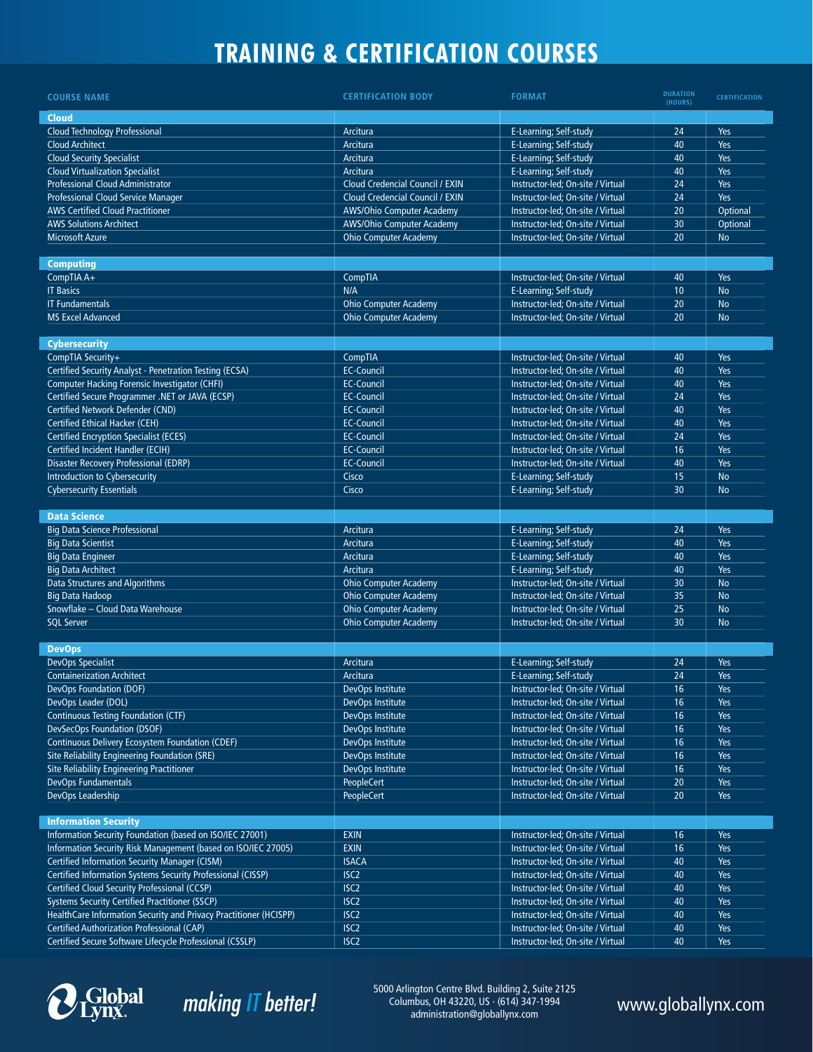# TRAINING & CERTIFICATION COURSES

| COURSE NAME | CERTIFICATION BODY | FORMAT | DURATION (HOURS) | CERTIFICATION |
|---|---|---|---|---|
| **Cloud** | | | | |
| Cloud Technology Professional | Arcitura | E-Learning; Self-study | 24 | Yes |
| Cloud Architect | Arcitura | E-Learning; Self-study | 40 | Yes |
| Cloud Security Specialist | Arcitura | E-Learning; Self-study | 40 | Yes |
| Cloud Virtualization Specialist | Arcitura | E-Learning; Self-study | 40 | Yes |
| Professional Cloud Administrator | Cloud Credencial Council / EXIN | Instructor-led; On-site / Virtual | 24 | Yes |
| Professional Cloud Service Manager | Cloud Credencial Council / EXIN | Instructor-led; On-site / Virtual | 24 | Yes |
| AWS Certified Cloud Practitioner | AWS/Ohio Computer Academy | Instructor-led; On-site / Virtual | 20 | Optional |
| AWS Solutions Architect | AWS/Ohio Computer Academy | Instructor-led; On-site / Virtual | 30 | Optional |
| Microsoft Azure | Ohio Computer Academy | Instructor-led; On-site / Virtual | 20 | No |
| **Computing** | | | | |
| CompTIA A+ | CompTIA | Instructor-led; On-site / Virtual | 40 | Yes |
| IT Basics | N/A | E-Learning; Self-study | 10 | No |
| IT Fundamentals | Ohio Computer Academy | Instructor-led; On-site / Virtual | 20 | No |
| MS Excel Advanced | Ohio Computer Academy | Instructor-led; On-site / Virtual | 20 | No |
| **Cybersecurity** | | | | |
| CompTIA Security+ | CompTIA | Instructor-led; On-site / Virtual | 40 | Yes |
| Certified Security Analyst - Penetration Testing (ECSA) | EC-Council | Instructor-led; On-site / Virtual | 40 | Yes |
| Computer Hacking Forensic Investigator (CHFI) | EC-Council | Instructor-led; On-site / Virtual | 40 | Yes |
| Certified Secure Programmer .NET or JAVA (ECSP) | EC-Council | Instructor-led; On-site / Virtual | 24 | Yes |
| Certified Network Defender (CND) | EC-Council | Instructor-led; On-site / Virtual | 40 | Yes |
| Certified Ethical Hacker (CEH) | EC-Council | Instructor-led; On-site / Virtual | 40 | Yes |
| Certified Encryption Specialist (ECES) | EC-Council | Instructor-led; On-site / Virtual | 24 | Yes |
| Certified Incident Handler (ECIH) | EC-Council | Instructor-led; On-site / Virtual | 16 | Yes |
| Disaster Recovery Professional (EDRP) | EC-Council | Instructor-led; On-site / Virtual | 40 | Yes |
| Introduction to Cybersecurity | Cisco | E-Learning; Self-study | 15 | No |
| Cybersecurity Essentials | Cisco | E-Learning; Self-study | 30 | No |
| **Data Science** | | | | |
| Big Data Science Professional | Arcitura | E-Learning; Self-study | 24 | Yes |
| Big Data Scientist | Arcitura | E-Learning; Self-study | 40 | Yes |
| Big Data Engineer | Arcitura | E-Learning; Self-study | 40 | Yes |
| Big Data Architect | Arcitura | E-Learning; Self-study | 40 | Yes |
| Data Structures and Algorithms | Ohio Computer Academy | Instructor-led; On-site / Virtual | 30 | No |
| Big Data Hadoop | Ohio Computer Academy | Instructor-led; On-site / Virtual | 35 | No |
| Snowflake – Cloud Data Warehouse | Ohio Computer Academy | Instructor-led; On-site / Virtual | 25 | No |
| SQL Server | Ohio Computer Academy | Instructor-led; On-site / Virtual | 30 | No |
| **DevOps** | | | | |
| DevOps Specialist | Arcitura | E-Learning; Self-study | 24 | Yes |
| Containerization Architect | Arcitura | E-Learning; Self-study | 24 | Yes |
| DevOps Foundation (DOF) | DevOps Institute | Instructor-led; On-site / Virtual | 16 | Yes |
| DevOps Leader (DOL) | DevOps Institute | Instructor-led; On-site / Virtual | 16 | Yes |
| Continuous Testing Foundation (CTF) | DevOps Institute | Instructor-led; On-site / Virtual | 16 | Yes |
| DevSecOps Foundation (DSOF) | DevOps Institute | Instructor-led; On-site / Virtual | 16 | Yes |
| Continuous Delivery Ecosystem Foundation (CDEF) | DevOps Institute | Instructor-led; On-site / Virtual | 16 | Yes |
| Site Reliability Engineering Foundation (SRE) | DevOps Institute | Instructor-led; On-site / Virtual | 16 | Yes |
| Site Reliability Engineering Practitioner | DevOps Institute | Instructor-led; On-site / Virtual | 16 | Yes |
| DevOps Fundamentals | PeopleCert | Instructor-led; On-site / Virtual | 20 | Yes |
| DevOps Leadership | PeopleCert | Instructor-led; On-site / Virtual | 20 | Yes |
| **Information Security** | | | | |
| Information Security Foundation (based on ISO/IEC 27001) | EXIN | Instructor-led; On-site / Virtual | 16 | Yes |
| Information Security Risk Management (based on ISO/IEC 27005) | EXIN | Instructor-led; On-site / Virtual | 16 | Yes |
| Certified Information Security Manager (CISM) | ISACA | Instructor-led; On-site / Virtual | 40 | Yes |
| Certified Information Systems Security Professional (CISSP) | ISC2 | Instructor-led; On-site / Virtual | 40 | Yes |
| Certified Cloud Security Professional (CCSP) | ISC2 | Instructor-led; On-site / Virtual | 40 | Yes |
| Systems Security Certified Practitioner (SSCP) | ISC2 | Instructor-led; On-site / Virtual | 40 | Yes |
| HealthCare Information Security and Privacy Practitioner (HCISPP) | ISC2 | Instructor-led; On-site / Virtual | 40 | Yes |
| Certified Authorization Professional (CAP) | ISC2 | Instructor-led; On-site / Virtual | 40 | Yes |
| Certified Secure Software Lifecycle Professional (CSSLP) | ISC2 | Instructor-led; On-site / Virtual | 40 | Yes |

Global Lynx *making IT better!*

5000 Arlington Centre Blvd. Building 2, Suite 2125
Columbus, OH 43220, US · (614) 347-1994
administration@globallynx.com

www.globallynx.com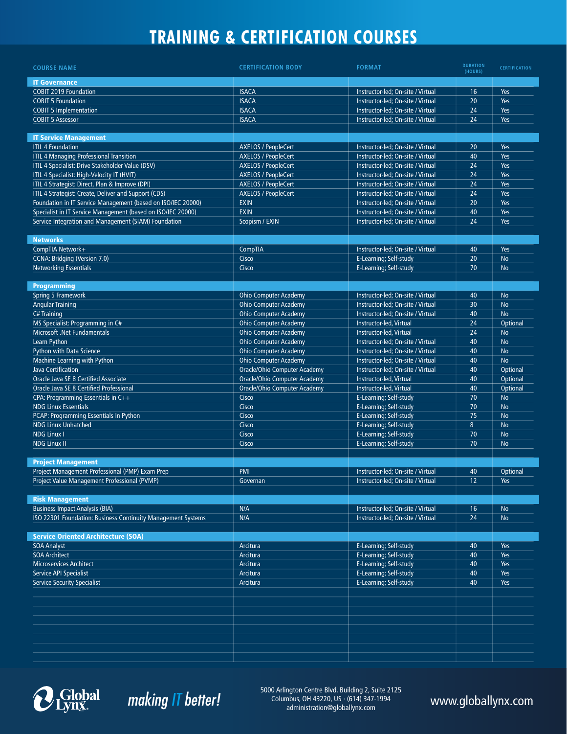# TRAINING & CERTIFICATION COURSES

| COURSE NAME | CERTIFICATION BODY | FORMAT | DURATION (HOURS) | CERTIFICATION |
|---|---|---|---|---|
| **IT Governance** | | | | |
| COBIT 2019 Foundation | ISACA | Instructor-led; On-site / Virtual | 16 | Yes |
| COBIT 5 Foundation | ISACA | Instructor-led; On-site / Virtual | 20 | Yes |
| COBIT 5 Implementation | ISACA | Instructor-led; On-site / Virtual | 24 | Yes |
| COBIT 5 Assessor | ISACA | Instructor-led; On-site / Virtual | 24 | Yes |
| **IT Service Management** | | | | |
| ITIL 4 Foundation | AXELOS / PeopleCert | Instructor-led; On-site / Virtual | 20 | Yes |
| ITIL 4 Managing Professional Transition | AXELOS / PeopleCert | Instructor-led; On-site / Virtual | 40 | Yes |
| ITIL 4 Specialist: Drive Stakeholder Value (DSV) | AXELOS / PeopleCert | Instructor-led; On-site / Virtual | 24 | Yes |
| ITIL 4 Specialist: High-Velocity IT (HVIT) | AXELOS / PeopleCert | Instructor-led; On-site / Virtual | 24 | Yes |
| ITIL 4 Strategist: Direct, Plan & Improve (DPI) | AXELOS / PeopleCert | Instructor-led; On-site / Virtual | 24 | Yes |
| ITIL 4 Strategist: Create, Deliver and Support (CDS) | AXELOS / PeopleCert | Instructor-led; On-site / Virtual | 24 | Yes |
| Foundation in IT Service Management (based on ISO/IEC 20000) | EXIN | Instructor-led; On-site / Virtual | 20 | Yes |
| Specialist in IT Service Management (based on ISO/IEC 20000) | EXIN | Instructor-led; On-site / Virtual | 40 | Yes |
| Service Integration and Management (SIAM) Foundation | Scopism / EXIN | Instructor-led; On-site / Virtual | 24 | Yes |
| **Networks** | | | | |
| CompTIA Network+ | CompTIA | Instructor-led; On-site / Virtual | 40 | Yes |
| CCNA: Bridging (Version 7.0) | Cisco | E-Learning; Self-study | 20 | No |
| Networking Essentials | Cisco | E-Learning; Self-study | 70 | No |
| **Programming** | | | | |
| Spring 5 Framework | Ohio Computer Academy | Instructor-led; On-site / Virtual | 40 | No |
| Angular Training | Ohio Computer Academy | Instructor-led; On-site / Virtual | 30 | No |
| C# Training | Ohio Computer Academy | Instructor-led; On-site / Virtual | 40 | No |
| MS Specialist: Programming in C# | Ohio Computer Academy | Instructor-led, Virtual | 24 | Optional |
| Microsoft .Net Fundamentals | Ohio Computer Academy | Instructor-led, Virtual | 24 | No |
| Learn Python | Ohio Computer Academy | Instructor-led; On-site / Virtual | 40 | No |
| Python with Data Science | Ohio Computer Academy | Instructor-led; On-site / Virtual | 40 | No |
| Machine Learning with Python | Ohio Computer Academy | Instructor-led; On-site / Virtual | 40 | No |
| Java Certification | Oracle/Ohio Computer Academy | Instructor-led; On-site / Virtual | 40 | Optional |
| Oracle Java SE 8 Certified Associate | Oracle/Ohio Computer Academy | Instructor-led, Virtual | 40 | Optional |
| Oracle Java SE 8 Certified Professional | Oracle/Ohio Computer Academy | Instructor-led, Virtual | 40 | Optional |
| CPA: Programming Essentials in C++ | Cisco | E-Learning; Self-study | 70 | No |
| NDG Linux Essentials | Cisco | E-Learning; Self-study | 70 | No |
| PCAP: Programming Essentials In Python | Cisco | E-Learning; Self-study | 75 | No |
| NDG Linux Unhatched | Cisco | E-Learning; Self-study | 8 | No |
| NDG Linux I | Cisco | E-Learning; Self-study | 70 | No |
| NDG Linux II | Cisco | E-Learning; Self-study | 70 | No |
| **Project Management** | | | | |
| Project Management Professional (PMP) Exam Prep | PMI | Instructor-led; On-site / Virtual | 40 | Optional |
| Project Value Management Professional (PVMP) | Governan | Instructor-led; On-site / Virtual | 12 | Yes |
| **Risk Management** | | | | |
| Business Impact Analysis (BIA) | N/A | Instructor-led; On-site / Virtual | 16 | No |
| ISO 22301 Foundation: Business Continuity Management Systems | N/A | Instructor-led; On-site / Virtual | 24 | No |
| **Service Oriented Architecture (SOA)** | | | | |
| SOA Analyst | Arcitura | E-Learning; Self-study | 40 | Yes |
| SOA Architect | Arcitura | E-Learning; Self-study | 40 | Yes |
| Microservices Architect | Arcitura | E-Learning; Self-study | 40 | Yes |
| Service API Specialist | Arcitura | E-Learning; Self-study | 40 | Yes |
| Service Security Specialist | Arcitura | E-Learning; Self-study | 40 | Yes |

Global Lynx

*making IT better!*

5000 Arlington Centre Blvd. Building 2, Suite 2125
Columbus, OH 43220, US · (614) 347-1994
administration@globallynx.com

www.globallynx.com